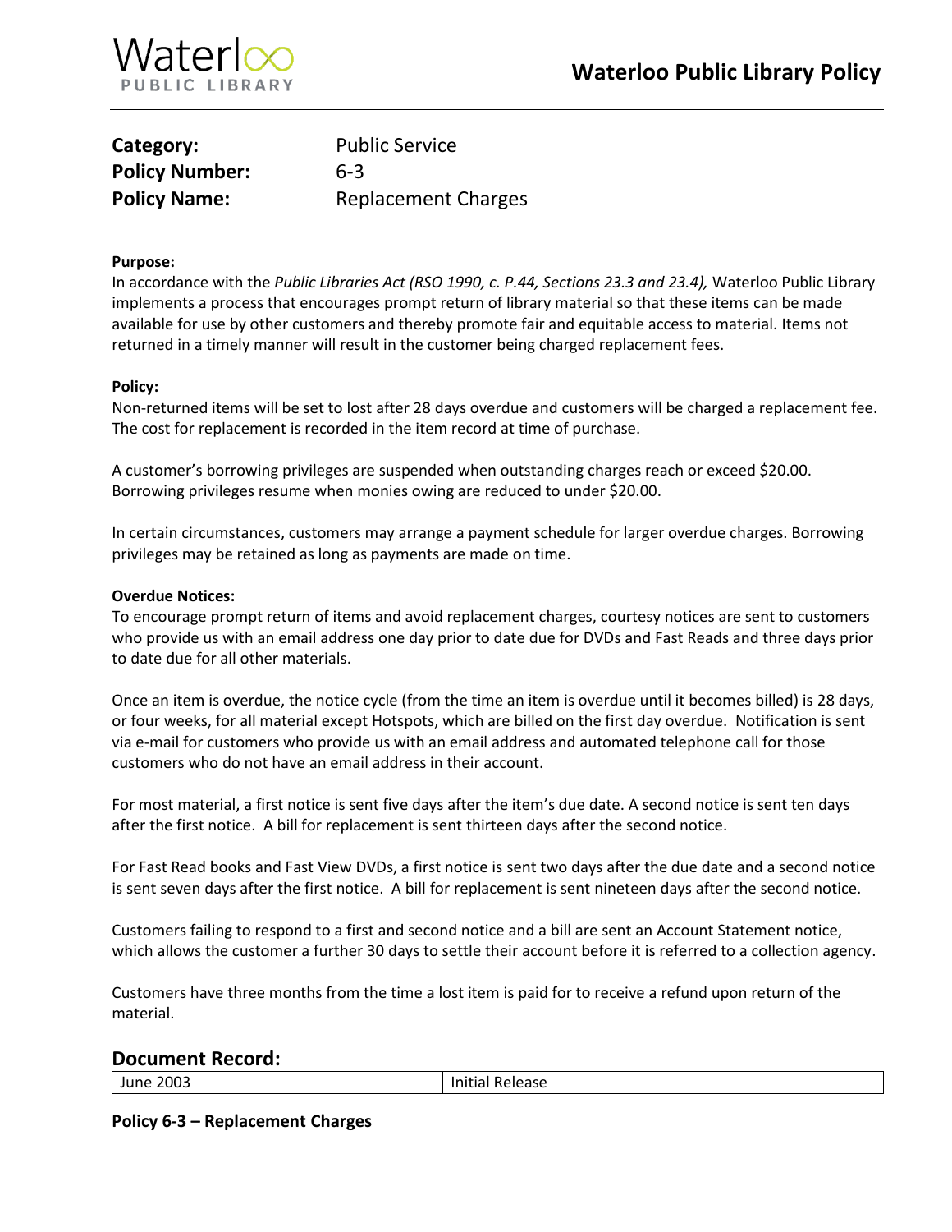# Waterloo Public Library Policy

| | |
|---|---|
| **Category:** | Public Service |
| **Policy Number:** | 6-3 |
| **Policy Name:** | Replacement Charges |

**Purpose:**

In accordance with the *Public Libraries Act (RSO 1990, c. P.44, Sections 23.3 and 23.4),* Waterloo Public Library implements a process that encourages prompt return of library material so that these items can be made available for use by other customers and thereby promote fair and equitable access to material. Items not returned in a timely manner will result in the customer being charged replacement fees.

**Policy:**

Non-returned items will be set to lost after 28 days overdue and customers will be charged a replacement fee. The cost for replacement is recorded in the item record at time of purchase.

A customer's borrowing privileges are suspended when outstanding charges reach or exceed $20.00. Borrowing privileges resume when monies owing are reduced to under $20.00.

In certain circumstances, customers may arrange a payment schedule for larger overdue charges. Borrowing privileges may be retained as long as payments are made on time.

**Overdue Notices:**

To encourage prompt return of items and avoid replacement charges, courtesy notices are sent to customers who provide us with an email address one day prior to date due for DVDs and Fast Reads and three days prior to date due for all other materials.

Once an item is overdue, the notice cycle (from the time an item is overdue until it becomes billed) is 28 days, or four weeks, for all material except Hotspots, which are billed on the first day overdue. Notification is sent via e-mail for customers who provide us with an email address and automated telephone call for those customers who do not have an email address in their account.

For most material, a first notice is sent five days after the item's due date. A second notice is sent ten days after the first notice. A bill for replacement is sent thirteen days after the second notice.

For Fast Read books and Fast View DVDs, a first notice is sent two days after the due date and a second notice is sent seven days after the first notice. A bill for replacement is sent nineteen days after the second notice.

Customers failing to respond to a first and second notice and a bill are sent an Account Statement notice, which allows the customer a further 30 days to settle their account before it is referred to a collection agency.

Customers have three months from the time a lost item is paid for to receive a refund upon return of the material.

## Document Record:

| | |
|---|---|
| June 2003 | Initial Release |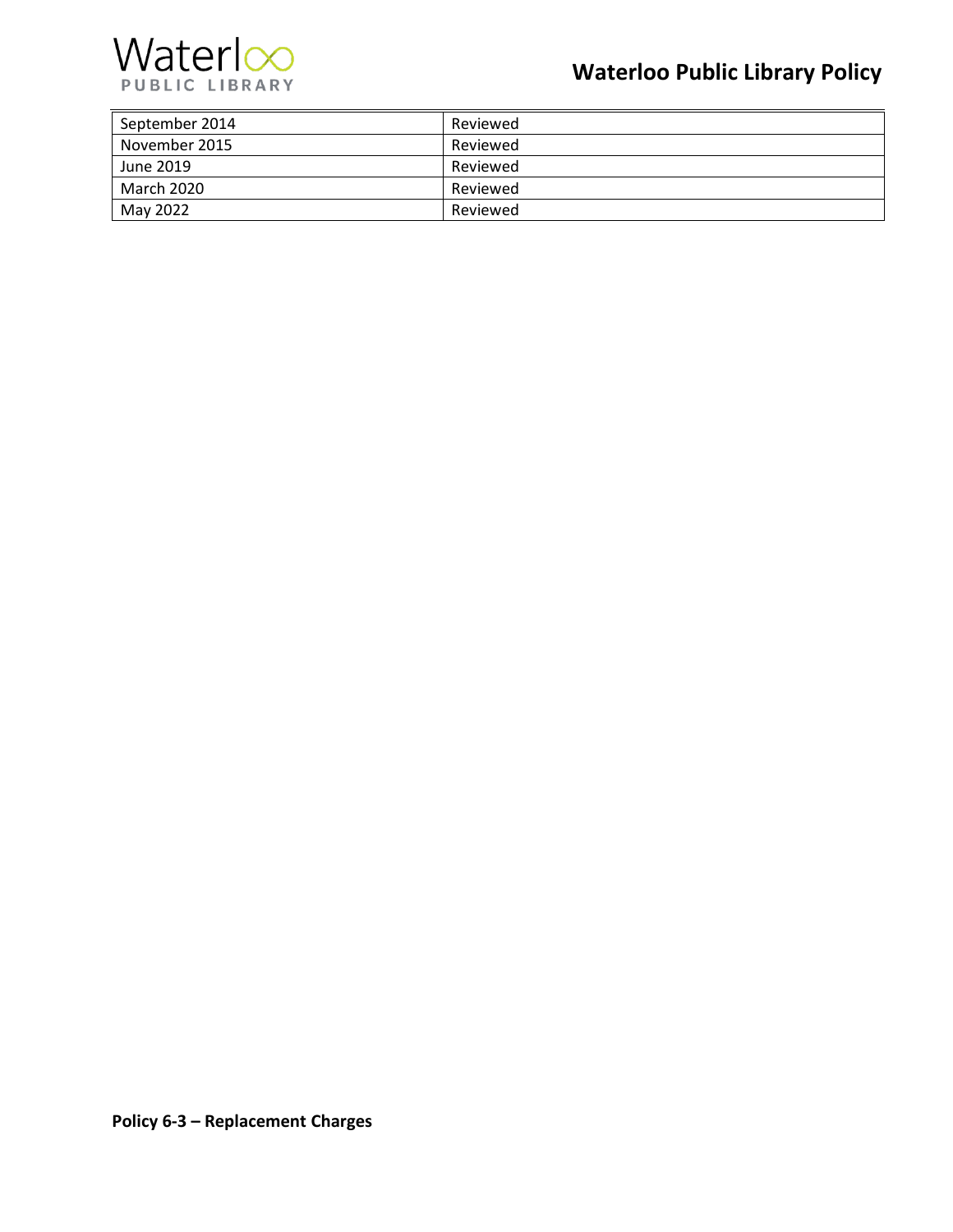| | |
|---|---|
| September 2014 | Reviewed |
| November 2015 | Reviewed |
| June 2019 | Reviewed |
| March 2020 | Reviewed |
| May 2022 | Reviewed |